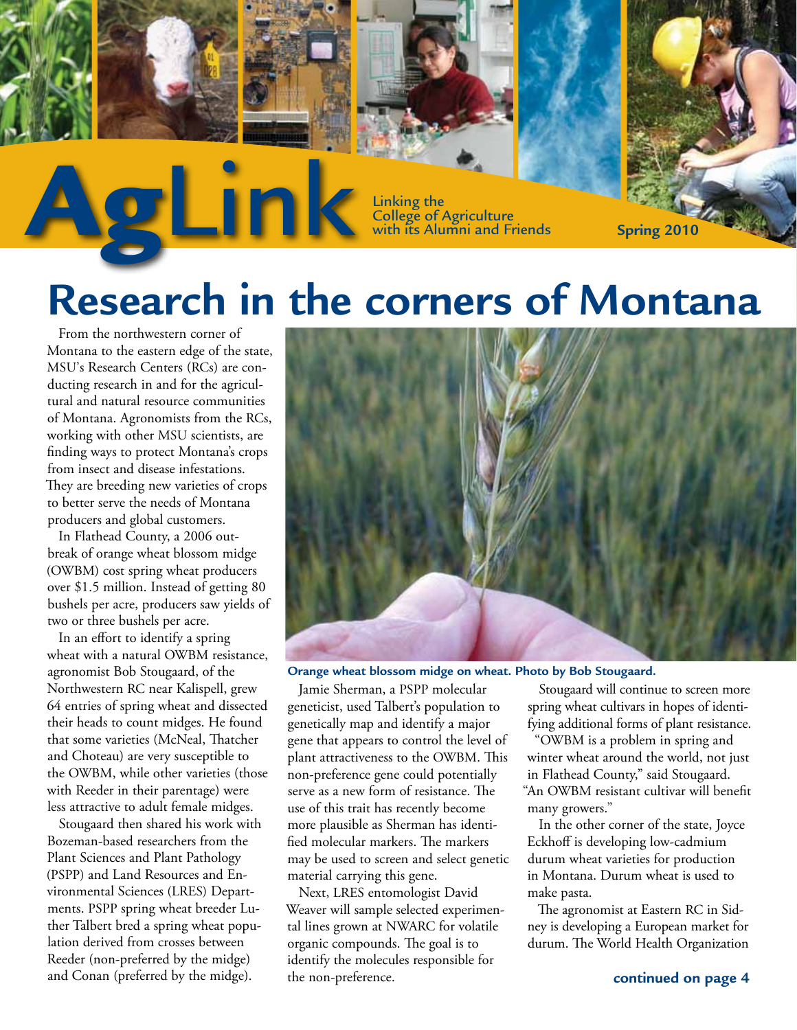# AgLink

Linking the College of Agriculture with its Alumni and Friends

Spring 2010

# Research in the corners of Montana

From the northwestern corner of Montana to the eastern edge of the state, MSU's Research Centers (RCs) are conducting research in and for the agricultural and natural resource communities of Montana. Agronomists from the RCs, working with other MSU scientists, are finding ways to protect Montana's crops from insect and disease infestations. They are breeding new varieties of crops to better serve the needs of Montana producers and global customers.

In Flathead County, a 2006 outbreak of orange wheat blossom midge (OWBM) cost spring wheat producers over $1.5 million. Instead of getting 80 bushels per acre, producers saw yields of two or three bushels per acre.

In an effort to identify a spring wheat with a natural OWBM resistance, agronomist Bob Stougaard, of the Northwestern RC near Kalispell, grew 64 entries of spring wheat and dissected their heads to count midges. He found that some varieties (McNeal, Thatcher and Choteau) are very susceptible to the OWBM, while other varieties (those with Reeder in their parentage) were less attractive to adult female midges.

Stougaard then shared his work with Bozeman-based researchers from the Plant Sciences and Plant Pathology (PSPP) and Land Resources and Environmental Sciences (LRES) Departments. PSPP spring wheat breeder Luther Talbert bred a spring wheat population derived from crosses between Reeder (non-preferred by the midge) and Conan (preferred by the midge).

**Orange wheat blossom midge on wheat. Photo by Bob Stougaard.**

Jamie Sherman, a PSPP molecular geneticist, used Talbert's population to genetically map and identify a major gene that appears to control the level of plant attractiveness to the OWBM. This non-preference gene could potentially serve as a new form of resistance. The use of this trait has recently become more plausible as Sherman has identified molecular markers. The markers may be used to screen and select genetic material carrying this gene.

Next, LRES entomologist David Weaver will sample selected experimental lines grown at NWARC for volatile organic compounds. The goal is to identify the molecules responsible for the non-preference.

Stougaard will continue to screen more spring wheat cultivars in hopes of identifying additional forms of plant resistance.

"OWBM is a problem in spring and winter wheat around the world, not just in Flathead County," said Stougaard. "An OWBM resistant cultivar will benefit many growers."

In the other corner of the state, Joyce Eckhoff is developing low-cadmium durum wheat varieties for production in Montana. Durum wheat is used to make pasta.

The agronomist at Eastern RC in Sidney is developing a European market for durum. The World Health Organization

**continued on page 4**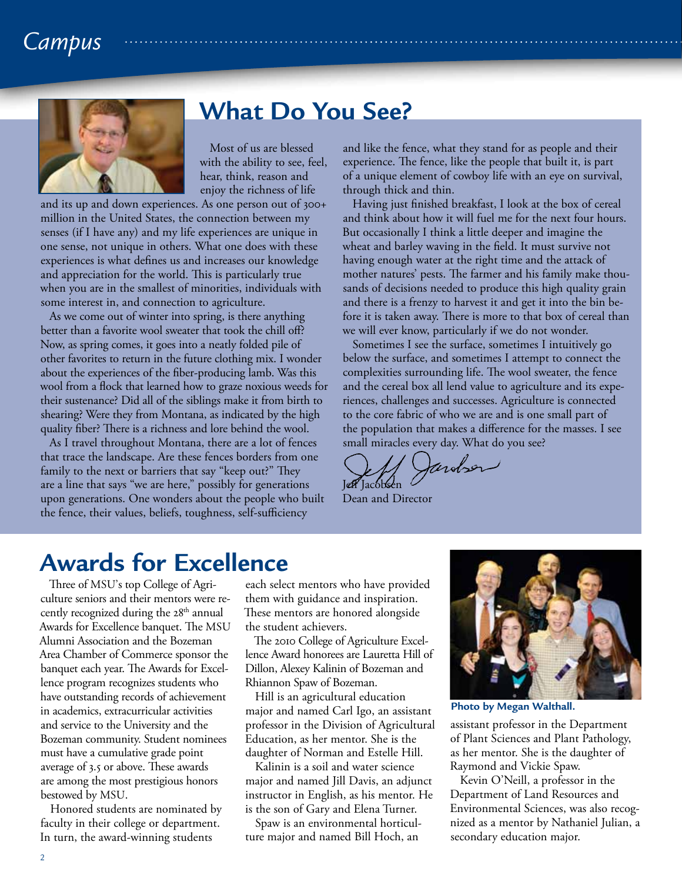## What Do You See?

Most of us are blessed with the ability to see, feel, hear, think, reason and enjoy the richness of life and its up and down experiences. As one person out of 300+ million in the United States, the connection between my senses (if I have any) and my life experiences are unique in one sense, not unique in others. What one does with these experiences is what defines us and increases our knowledge and appreciation for the world. This is particularly true when you are in the smallest of minorities, individuals with some interest in, and connection to agriculture.

As we come out of winter into spring, is there anything better than a favorite wool sweater that took the chill off? Now, as spring comes, it goes into a neatly folded pile of other favorites to return in the future clothing mix. I wonder about the experiences of the fiber-producing lamb. Was this wool from a flock that learned how to graze noxious weeds for their sustenance? Did all of the siblings make it from birth to shearing? Were they from Montana, as indicated by the high quality fiber? There is a richness and lore behind the wool.

As I travel throughout Montana, there are a lot of fences that trace the landscape. Are these fences borders from one family to the next or barriers that say "keep out?" They are a line that says "we are here," possibly for generations upon generations. One wonders about the people who built the fence, their values, beliefs, toughness, self-sufficiency and like the fence, what they stand for as people and their experience. The fence, like the people that built it, is part of a unique element of cowboy life with an eye on survival, through thick and thin.

Having just finished breakfast, I look at the box of cereal and think about how it will fuel me for the next four hours. But occasionally I think a little deeper and imagine the wheat and barley waving in the field. It must survive not having enough water at the right time and the attack of mother natures' pests. The farmer and his family make thousands of decisions needed to produce this high quality grain and there is a frenzy to harvest it and get it into the bin before it is taken away. There is more to that box of cereal than we will ever know, particularly if we do not wonder.

Sometimes I see the surface, sometimes I intuitively go below the surface, and sometimes I attempt to connect the complexities surrounding life. The wool sweater, the fence and the cereal box all lend value to agriculture and its experiences, challenges and successes. Agriculture is connected to the core fabric of who we are and is one small part of the population that makes a difference for the masses. I see small miracles every day. What do you see?

Jeff Jacobsen
Dean and Director

## Awards for Excellence

Three of MSU's top College of Agriculture seniors and their mentors were recently recognized during the 28th annual Awards for Excellence banquet. The MSU Alumni Association and the Bozeman Area Chamber of Commerce sponsor the banquet each year. The Awards for Excellence program recognizes students who have outstanding records of achievement in academics, extracurricular activities and service to the University and the Bozeman community. Student nominees must have a cumulative grade point average of 3.5 or above. These awards are among the most prestigious honors bestowed by MSU.

Honored students are nominated by faculty in their college or department. In turn, the award-winning students each select mentors who have provided them with guidance and inspiration. These mentors are honored alongside the student achievers.

The 2010 College of Agriculture Excellence Award honorees are Lauretta Hill of Dillon, Alexey Kalinin of Bozeman and Rhiannon Spaw of Bozeman.

Hill is an agricultural education major and named Carl Igo, an assistant professor in the Division of Agricultural Education, as her mentor. She is the daughter of Norman and Estelle Hill.

Kalinin is a soil and water science major and named Jill Davis, an adjunct instructor in English, as his mentor. He is the son of Gary and Elena Turner.

Spaw is an environmental horticulture major and named Bill Hoch, an assistant professor in the Department of Plant Sciences and Plant Pathology, as her mentor. She is the daughter of Raymond and Vickie Spaw.

Kevin O'Neill, a professor in the Department of Land Resources and Environmental Sciences, was also recognized as a mentor by Nathaniel Julian, a secondary education major.

**Photo by Megan Walthall.**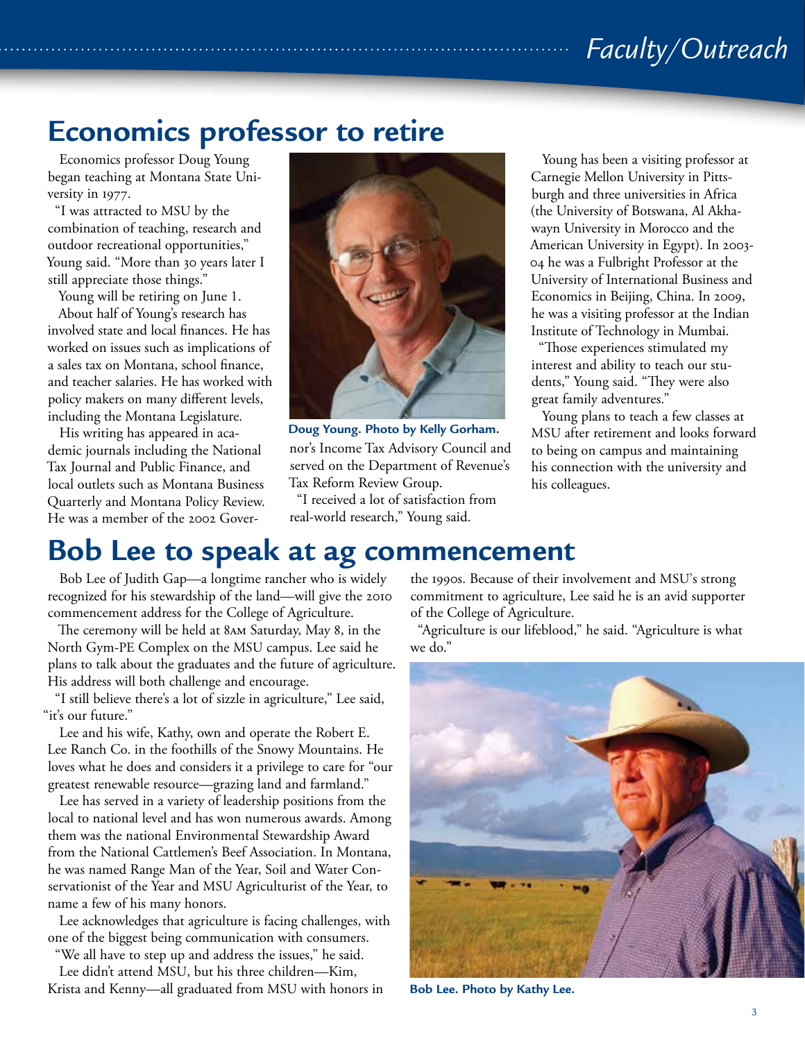## Economics professor to retire

Economics professor Doug Young began teaching at Montana State University in 1977.

"I was attracted to MSU by the combination of teaching, research and outdoor recreational opportunities," Young said. "More than 30 years later I still appreciate those things."

Young will be retiring on June 1.

About half of Young's research has involved state and local finances. He has worked on issues such as implications of a sales tax on Montana, school finance, and teacher salaries. He has worked with policy makers on many different levels, including the Montana Legislature.

His writing has appeared in academic journals including the National Tax Journal and Public Finance, and local outlets such as Montana Business Quarterly and Montana Policy Review. He was a member of the 2002 Governor's Income Tax Advisory Council and served on the Department of Revenue's Tax Reform Review Group.

"I received a lot of satisfaction from real-world research," Young said.

**Doug Young. Photo by Kelly Gorham.**

Young has been a visiting professor at Carnegie Mellon University in Pittsburgh and three universities in Africa (the University of Botswana, Al Akhawayn University in Morocco and the American University in Egypt). In 2003-04 he was a Fulbright Professor at the University of International Business and Economics in Beijing, China. In 2009, he was a visiting professor at the Indian Institute of Technology in Mumbai.

"Those experiences stimulated my interest and ability to teach our students," Young said. "They were also great family adventures."

Young plans to teach a few classes at MSU after retirement and looks forward to being on campus and maintaining his connection with the university and his colleagues.

## Bob Lee to speak at ag commencement

Bob Lee of Judith Gap—a longtime rancher who is widely recognized for his stewardship of the land—will give the 2010 commencement address for the College of Agriculture.

The ceremony will be held at 8AM Saturday, May 8, in the North Gym-PE Complex on the MSU campus. Lee said he plans to talk about the graduates and the future of agriculture. His address will both challenge and encourage.

"I still believe there's a lot of sizzle in agriculture," Lee said, "it's our future."

Lee and his wife, Kathy, own and operate the Robert E. Lee Ranch Co. in the foothills of the Snowy Mountains. He loves what he does and considers it a privilege to care for "our greatest renewable resource—grazing land and farmland."

Lee has served in a variety of leadership positions from the local to national level and has won numerous awards. Among them was the national Environmental Stewardship Award from the National Cattlemen's Beef Association. In Montana, he was named Range Man of the Year, Soil and Water Conservationist of the Year and MSU Agriculturist of the Year, to name a few of his many honors.

Lee acknowledges that agriculture is facing challenges, with one of the biggest being communication with consumers.

"We all have to step up and address the issues," he said.

Lee didn't attend MSU, but his three children—Kim, Krista and Kenny—all graduated from MSU with honors in the 1990s. Because of their involvement and MSU's strong commitment to agriculture, Lee said he is an avid supporter of the College of Agriculture.

"Agriculture is our lifeblood," he said. "Agriculture is what we do."

**Bob Lee. Photo by Kathy Lee.**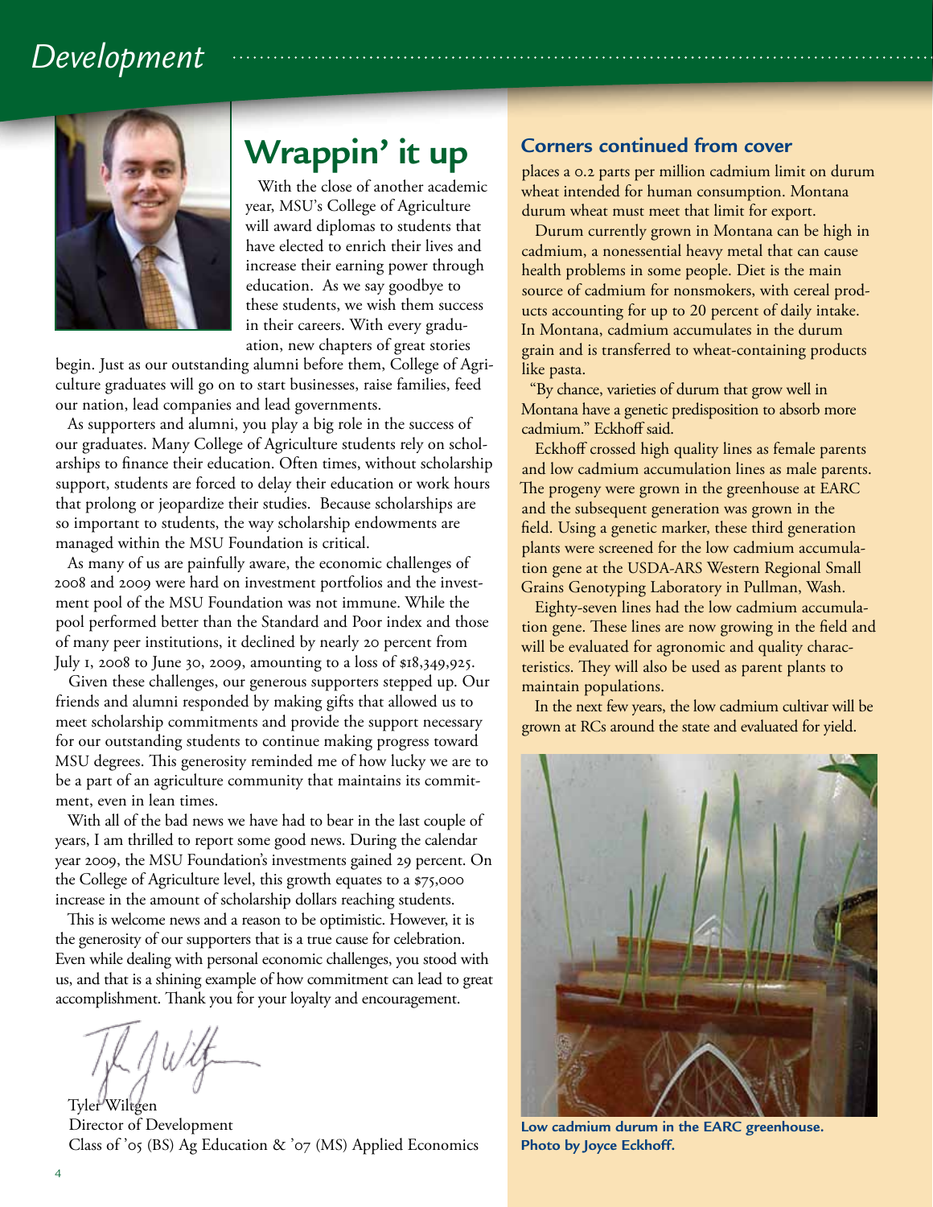## Wrappin' it up

With the close of another academic year, MSU's College of Agriculture will award diplomas to students that have elected to enrich their lives and increase their earning power through education. As we say goodbye to these students, we wish them success in their careers. With every graduation, new chapters of great stories begin. Just as our outstanding alumni before them, College of Agriculture graduates will go on to start businesses, raise families, feed our nation, lead companies and lead governments.

As supporters and alumni, you play a big role in the success of our graduates. Many College of Agriculture students rely on scholarships to finance their education. Often times, without scholarship support, students are forced to delay their education or work hours that prolong or jeopardize their studies. Because scholarships are so important to students, the way scholarship endowments are managed within the MSU Foundation is critical.

As many of us are painfully aware, the economic challenges of 2008 and 2009 were hard on investment portfolios and the investment pool of the MSU Foundation was not immune. While the pool performed better than the Standard and Poor index and those of many peer institutions, it declined by nearly 20 percent from July 1, 2008 to June 30, 2009, amounting to a loss of $18,349,925.

Given these challenges, our generous supporters stepped up. Our friends and alumni responded by making gifts that allowed us to meet scholarship commitments and provide the support necessary for our outstanding students to continue making progress toward MSU degrees. This generosity reminded me of how lucky we are to be a part of an agriculture community that maintains its commitment, even in lean times.

With all of the bad news we have had to bear in the last couple of years, I am thrilled to report some good news. During the calendar year 2009, the MSU Foundation's investments gained 29 percent. On the College of Agriculture level, this growth equates to a $75,000 increase in the amount of scholarship dollars reaching students.

This is welcome news and a reason to be optimistic. However, it is the generosity of our supporters that is a true cause for celebration. Even while dealing with personal economic challenges, you stood with us, and that is a shining example of how commitment can lead to great accomplishment. Thank you for your loyalty and encouragement.

Tyler Wiltgen
Director of Development
Class of '05 (BS) Ag Education & '07 (MS) Applied Economics

### Corners continued from cover

places a 0.2 parts per million cadmium limit on durum wheat intended for human consumption. Montana durum wheat must meet that limit for export.

Durum currently grown in Montana can be high in cadmium, a nonessential heavy metal that can cause health problems in some people. Diet is the main source of cadmium for nonsmokers, with cereal products accounting for up to 20 percent of daily intake. In Montana, cadmium accumulates in the durum grain and is transferred to wheat-containing products like pasta.

"By chance, varieties of durum that grow well in Montana have a genetic predisposition to absorb more cadmium." Eckhoff said.

Eckhoff crossed high quality lines as female parents and low cadmium accumulation lines as male parents. The progeny were grown in the greenhouse at EARC and the subsequent generation was grown in the field. Using a genetic marker, these third generation plants were screened for the low cadmium accumulation gene at the USDA-ARS Western Regional Small Grains Genotyping Laboratory in Pullman, Wash.

Eighty-seven lines had the low cadmium accumulation gene. These lines are now growing in the field and will be evaluated for agronomic and quality characteristics. They will also be used as parent plants to maintain populations.

In the next few years, the low cadmium cultivar will be grown at RCs around the state and evaluated for yield.

**Low cadmium durum in the EARC greenhouse. Photo by Joyce Eckhoff.**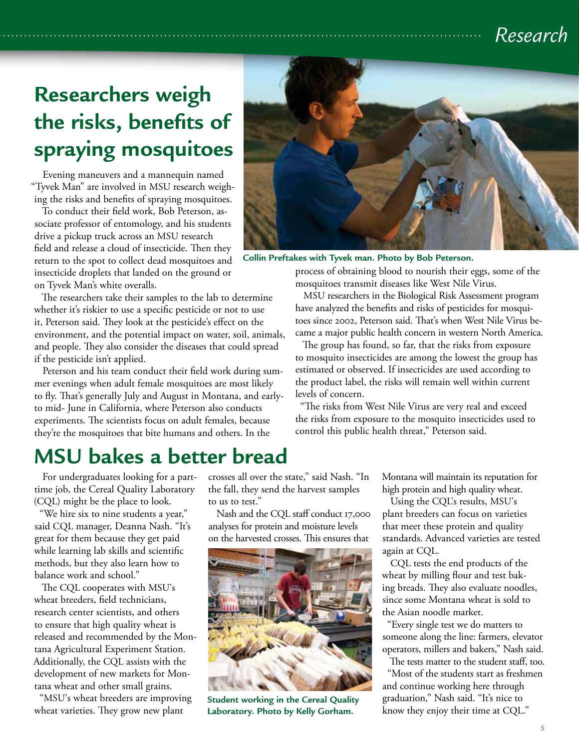# Researchers weigh the risks, benefits of spraying mosquitoes

Evening maneuvers and a mannequin named "Tyvek Man" are involved in MSU research weighing the risks and benefits of spraying mosquitoes.

To conduct their field work, Bob Peterson, associate professor of entomology, and his students drive a pickup truck across an MSU research field and release a cloud of insecticide. Then they return to the spot to collect dead mosquitoes and insecticide droplets that landed on the ground or on Tyvek Man's white overalls.

The researchers take their samples to the lab to determine whether it's riskier to use a specific pesticide or not to use it, Peterson said. They look at the pesticide's effect on the environment, and the potential impact on water, soil, animals, and people. They also consider the diseases that could spread if the pesticide isn't applied.

Peterson and his team conduct their field work during summer evenings when adult female mosquitoes are most likely to fly. That's generally July and August in Montana, and early- to mid- June in California, where Peterson also conducts experiments. The scientists focus on adult females, because they're the mosquitoes that bite humans and others. In the process of obtaining blood to nourish their eggs, some of the mosquitoes transmit diseases like West Nile Virus.

**Collin Preftakes with Tyvek man. Photo by Bob Peterson.**

MSU researchers in the Biological Risk Assessment program have analyzed the benefits and risks of pesticides for mosquitoes since 2002, Peterson said. That's when West Nile Virus became a major public health concern in western North America.

The group has found, so far, that the risks from exposure to mosquito insecticides are among the lowest the group has estimated or observed. If insecticides are used according to the product label, the risks will remain well within current levels of concern.

"The risks from West Nile Virus are very real and exceed the risks from exposure to the mosquito insecticides used to control this public health threat," Peterson said.

# MSU bakes a better bread

For undergraduates looking for a part-time job, the Cereal Quality Laboratory (CQL) might be the place to look.

"We hire six to nine students a year," said CQL manager, Deanna Nash. "It's great for them because they get paid while learning lab skills and scientific methods, but they also learn how to balance work and school."

The CQL cooperates with MSU's wheat breeders, field technicians, research center scientists, and others to ensure that high quality wheat is released and recommended by the Montana Agricultural Experiment Station. Additionally, the CQL assists with the development of new markets for Montana wheat and other small grains.

"MSU's wheat breeders are improving wheat varieties. They grow new plant crosses all over the state," said Nash. "In the fall, they send the harvest samples to us to test."

Nash and the CQL staff conduct 17,000 analyses for protein and moisture levels on the harvested crosses. This ensures that Montana will maintain its reputation for high protein and high quality wheat.

**Student working in the Cereal Quality Laboratory. Photo by Kelly Gorham.**

Using the CQL's results, MSU's plant breeders can focus on varieties that meet these protein and quality standards. Advanced varieties are tested again at CQL.

CQL tests the end products of the wheat by milling flour and test baking breads. They also evaluate noodles, since some Montana wheat is sold to the Asian noodle market.

"Every single test we do matters to someone along the line: farmers, elevator operators, millers and bakers," Nash said.

The tests matter to the student staff, too.

"Most of the students start as freshmen and continue working here through graduation," Nash said. "It's nice to know they enjoy their time at CQL."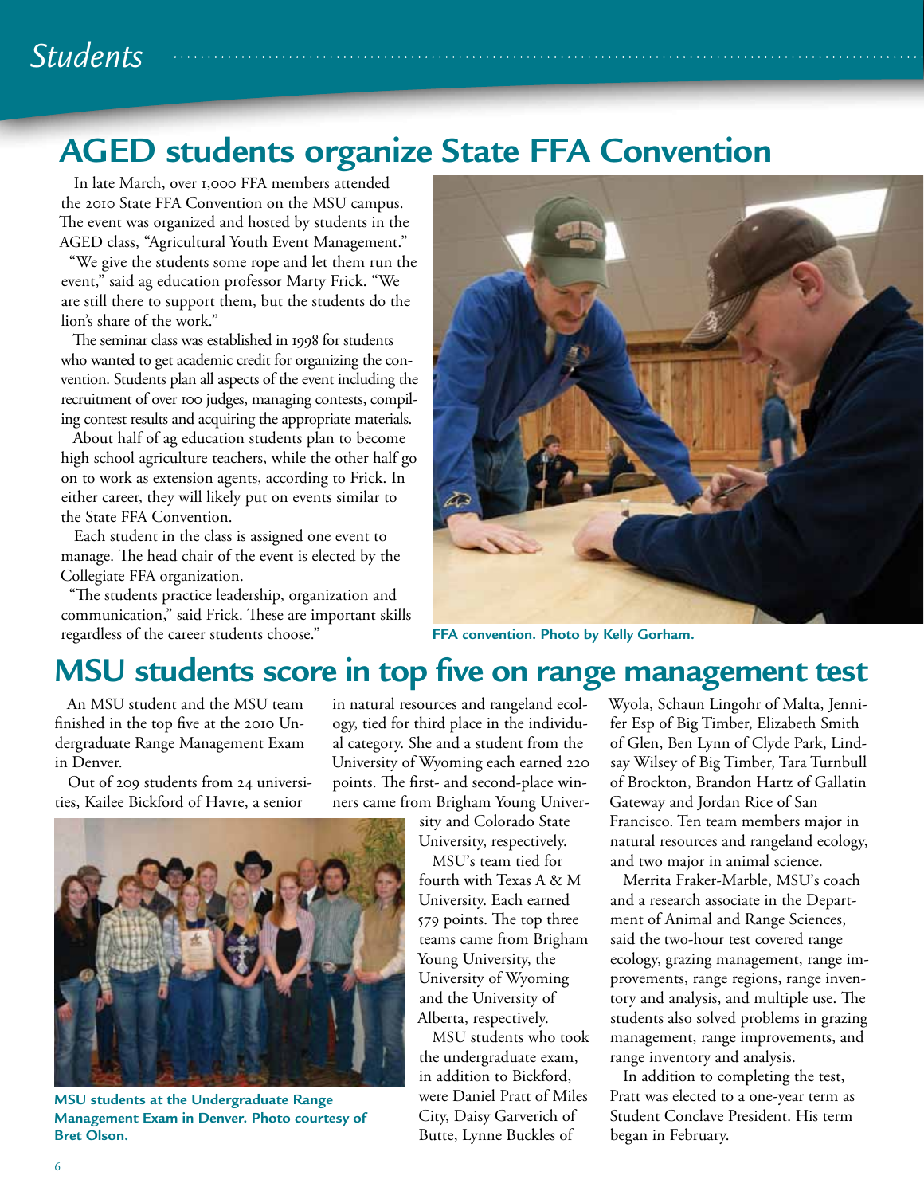## AGED students organize State FFA Convention

In late March, over 1,000 FFA members attended the 2010 State FFA Convention on the MSU campus. The event was organized and hosted by students in the AGED class, "Agricultural Youth Event Management."

"We give the students some rope and let them run the event," said ag education professor Marty Frick. "We are still there to support them, but the students do the lion's share of the work."

The seminar class was established in 1998 for students who wanted to get academic credit for organizing the convention. Students plan all aspects of the event including the recruitment of over 100 judges, managing contests, compiling contest results and acquiring the appropriate materials.

About half of ag education students plan to become high school agriculture teachers, while the other half go on to work as extension agents, according to Frick. In either career, they will likely put on events similar to the State FFA Convention.

Each student in the class is assigned one event to manage. The head chair of the event is elected by the Collegiate FFA organization.

"The students practice leadership, organization and communication," said Frick. These are important skills regardless of the career students choose."

**FFA convention. Photo by Kelly Gorham.**

## MSU students score in top five on range management test

An MSU student and the MSU team finished in the top five at the 2010 Undergraduate Range Management Exam in Denver.

Out of 209 students from 24 universities, Kailee Bickford of Havre, a senior in natural resources and rangeland ecology, tied for third place in the individual category. She and a student from the University of Wyoming each earned 220 points. The first- and second-place winners came from Brigham Young University and Colorado State University, respectively.

MSU's team tied for fourth with Texas A & M University. Each earned 579 points. The top three teams came from Brigham Young University, the University of Wyoming and the University of Alberta, respectively.

MSU students who took the undergraduate exam, in addition to Bickford, were Daniel Pratt of Miles City, Daisy Garverich of Butte, Lynne Buckles of Wyola, Schaun Lingohr of Malta, Jennifer Esp of Big Timber, Elizabeth Smith of Glen, Ben Lynn of Clyde Park, Lindsay Wilsey of Big Timber, Tara Turnbull of Brockton, Brandon Hartz of Gallatin Gateway and Jordan Rice of San Francisco. Ten team members major in natural resources and rangeland ecology, and two major in animal science.

Merrita Fraker-Marble, MSU's coach and a research associate in the Department of Animal and Range Sciences, said the two-hour test covered range ecology, grazing management, range improvements, range regions, range inventory and analysis, and multiple use. The students also solved problems in grazing management, range improvements, and range inventory and analysis.

In addition to completing the test, Pratt was elected to a one-year term as Student Conclave President. His term began in February.

**MSU students at the Undergraduate Range Management Exam in Denver. Photo courtesy of Bret Olson.**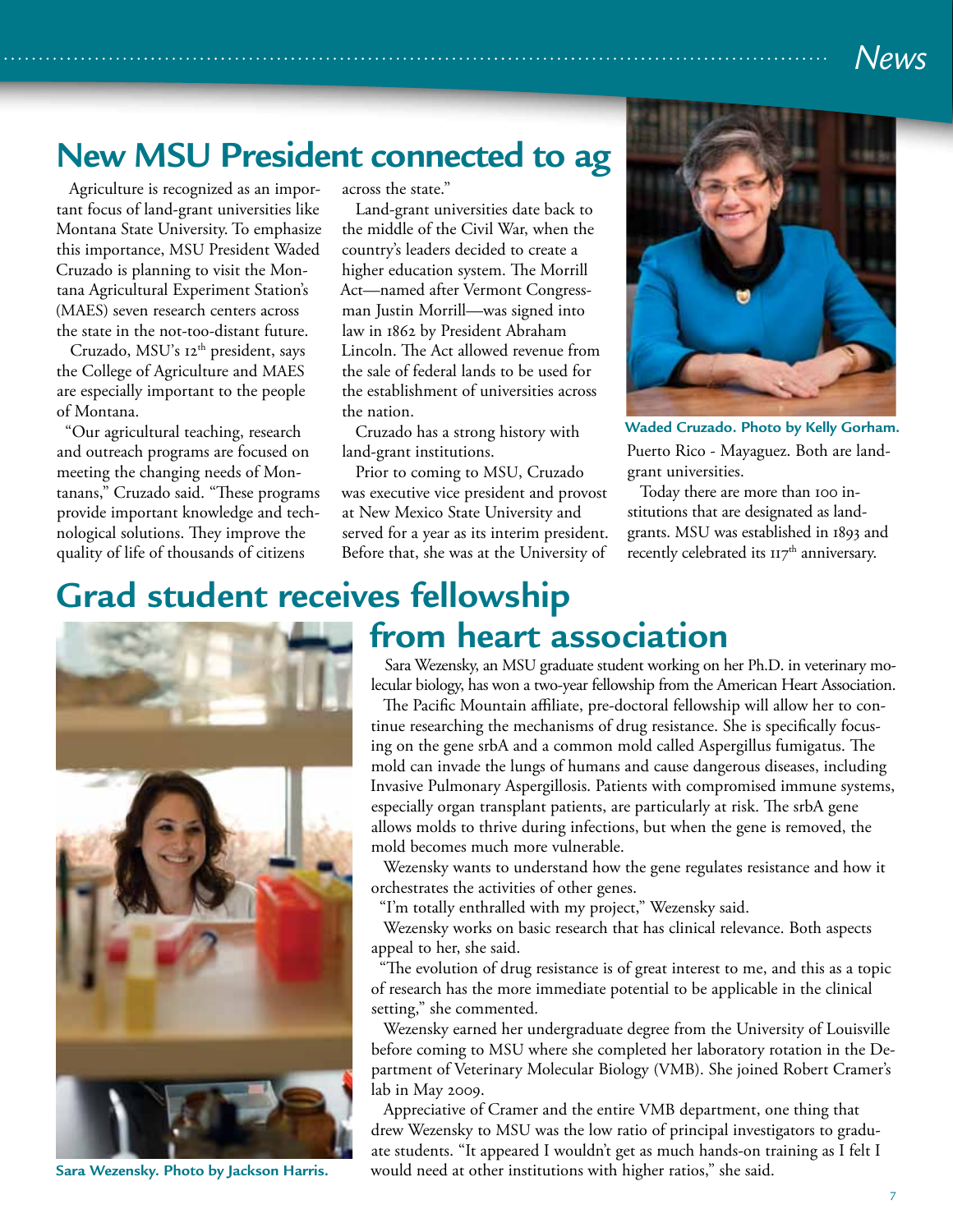## New MSU President connected to ag

Agriculture is recognized as an important focus of land-grant universities like Montana State University. To emphasize this importance, MSU President Waded Cruzado is planning to visit the Montana Agricultural Experiment Station's (MAES) seven research centers across the state in the not-too-distant future.

Cruzado, MSU's 12th president, says the College of Agriculture and MAES are especially important to the people of Montana.

"Our agricultural teaching, research and outreach programs are focused on meeting the changing needs of Montanans," Cruzado said. "These programs provide important knowledge and technological solutions. They improve the quality of life of thousands of citizens across the state."

Land-grant universities date back to the middle of the Civil War, when the country's leaders decided to create a higher education system. The Morrill Act—named after Vermont Congressman Justin Morrill—was signed into law in 1862 by President Abraham Lincoln. The Act allowed revenue from the sale of federal lands to be used for the establishment of universities across the nation.

Cruzado has a strong history with land-grant institutions.

Prior to coming to MSU, Cruzado was executive vice president and provost at New Mexico State University and served for a year as its interim president. Before that, she was at the University of Puerto Rico - Mayaguez. Both are land-grant universities.

Today there are more than 100 institutions that are designated as land-grants. MSU was established in 1893 and recently celebrated its 117th anniversary.

**Waded Cruzado. Photo by Kelly Gorham.**

## Grad student receives fellowship from heart association

Sara Wezensky, an MSU graduate student working on her Ph.D. in veterinary molecular biology, has won a two-year fellowship from the American Heart Association.

The Pacific Mountain affiliate, pre-doctoral fellowship will allow her to continue researching the mechanisms of drug resistance. She is specifically focusing on the gene srbA and a common mold called Aspergillus fumigatus. The mold can invade the lungs of humans and cause dangerous diseases, including Invasive Pulmonary Aspergillosis. Patients with compromised immune systems, especially organ transplant patients, are particularly at risk. The srbA gene allows molds to thrive during infections, but when the gene is removed, the mold becomes much more vulnerable.

Wezensky wants to understand how the gene regulates resistance and how it orchestrates the activities of other genes.

"I'm totally enthralled with my project," Wezensky said.

Wezensky works on basic research that has clinical relevance. Both aspects appeal to her, she said.

"The evolution of drug resistance is of great interest to me, and this as a topic of research has the more immediate potential to be applicable in the clinical setting," she commented.

Wezensky earned her undergraduate degree from the University of Louisville before coming to MSU where she completed her laboratory rotation in the Department of Veterinary Molecular Biology (VMB). She joined Robert Cramer's lab in May 2009.

Appreciative of Cramer and the entire VMB department, one thing that drew Wezensky to MSU was the low ratio of principal investigators to graduate students. "It appeared I wouldn't get as much hands-on training as I felt I would need at other institutions with higher ratios," she said.

**Sara Wezensky. Photo by Jackson Harris.**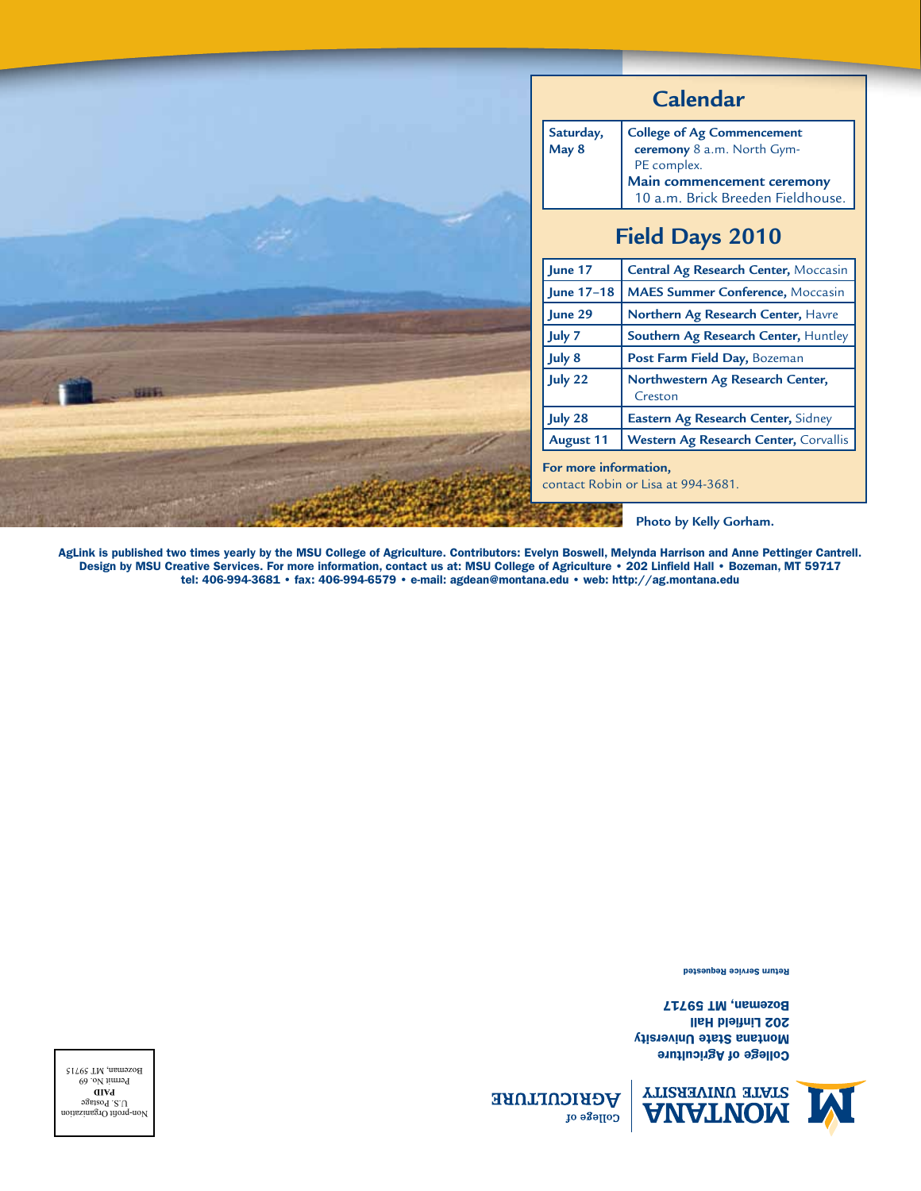## Calendar

| | |
|---|---|
| **Saturday, May 8** | **College of Ag Commencement ceremony** 8 a.m. North Gym-PE complex. **Main commencement ceremony** 10 a.m. Brick Breeden Fieldhouse. |

## Field Days 2010

| | |
|---|---|
| **June 17** | **Central Ag Research Center,** Moccasin |
| **June 17–18** | **MAES Summer Conference,** Moccasin |
| **June 29** | **Northern Ag Research Center,** Havre |
| **July 7** | **Southern Ag Research Center,** Huntley |
| **July 8** | **Post Farm Field Day,** Bozeman |
| **July 22** | **Northwestern Ag Research Center,** Creston |
| **July 28** | **Eastern Ag Research Center,** Sidney |
| **August 11** | **Western Ag Research Center,** Corvallis |

**For more information,**
contact Robin or Lisa at 994-3681.

**Photo by Kelly Gorham.**

**AgLink is published two times yearly by the MSU College of Agriculture. Contributors: Evelyn Boswell, Melynda Harrison and Anne Pettinger Cantrell. Design by MSU Creative Services. For more information, contact us at: MSU College of Agriculture • 202 Linfield Hall • Bozeman, MT 59717 tel: 406-994-3681 • fax: 406-994-6579 • e-mail: agdean@montana.edu • web: http://ag.montana.edu**

MONTANA STATE UNIVERSITY
College of AGRICULTURE

**College of Agriculture**
**Montana State University**
**202 Linfield Hall**
**Bozeman, MT 59717**

**Return Service Requested**

Non-profit Organization
U.S. Postage
**PAID**
Permit No. 69
Bozeman, MT 59715